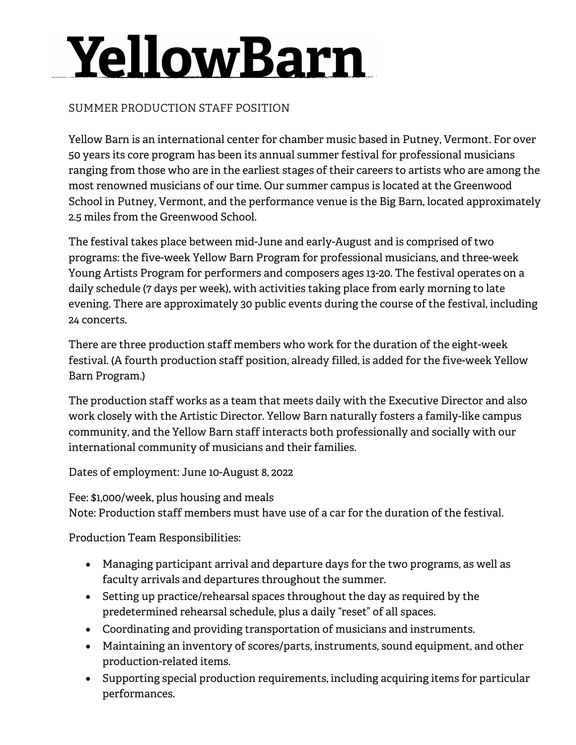# YellowBarn

SUMMER PRODUCTION STAFF POSITION

Yellow Barn is an international center for chamber music based in Putney, Vermont. For over 50 years its core program has been its annual summer festival for professional musicians ranging from those who are in the earliest stages of their careers to artists who are among the most renowned musicians of our time. Our summer campus is located at the Greenwood School in Putney, Vermont, and the performance venue is the Big Barn, located approximately 2.5 miles from the Greenwood School.

The festival takes place between mid-June and early-August and is comprised of two programs: the five-week Yellow Barn Program for professional musicians, and three-week Young Artists Program for performers and composers ages 13-20. The festival operates on a daily schedule (7 days per week), with activities taking place from early morning to late evening. There are approximately 30 public events during the course of the festival, including 24 concerts.

There are three production staff members who work for the duration of the eight-week festival. (A fourth production staff position, already filled, is added for the five-week Yellow Barn Program.)

The production staff works as a team that meets daily with the Executive Director and also work closely with the Artistic Director. Yellow Barn naturally fosters a family-like campus community, and the Yellow Barn staff interacts both professionally and socially with our international community of musicians and their families.

Dates of employment: June 10-August 8, 2022

Fee: $1,000/week, plus housing and meals
Note: Production staff members must have use of a car for the duration of the festival.

Production Team Responsibilities:

- Managing participant arrival and departure days for the two programs, as well as faculty arrivals and departures throughout the summer.
- Setting up practice/rehearsal spaces throughout the day as required by the predetermined rehearsal schedule, plus a daily "reset" of all spaces.
- Coordinating and providing transportation of musicians and instruments.
- Maintaining an inventory of scores/parts, instruments, sound equipment, and other production-related items.
- Supporting special production requirements, including acquiring items for particular performances.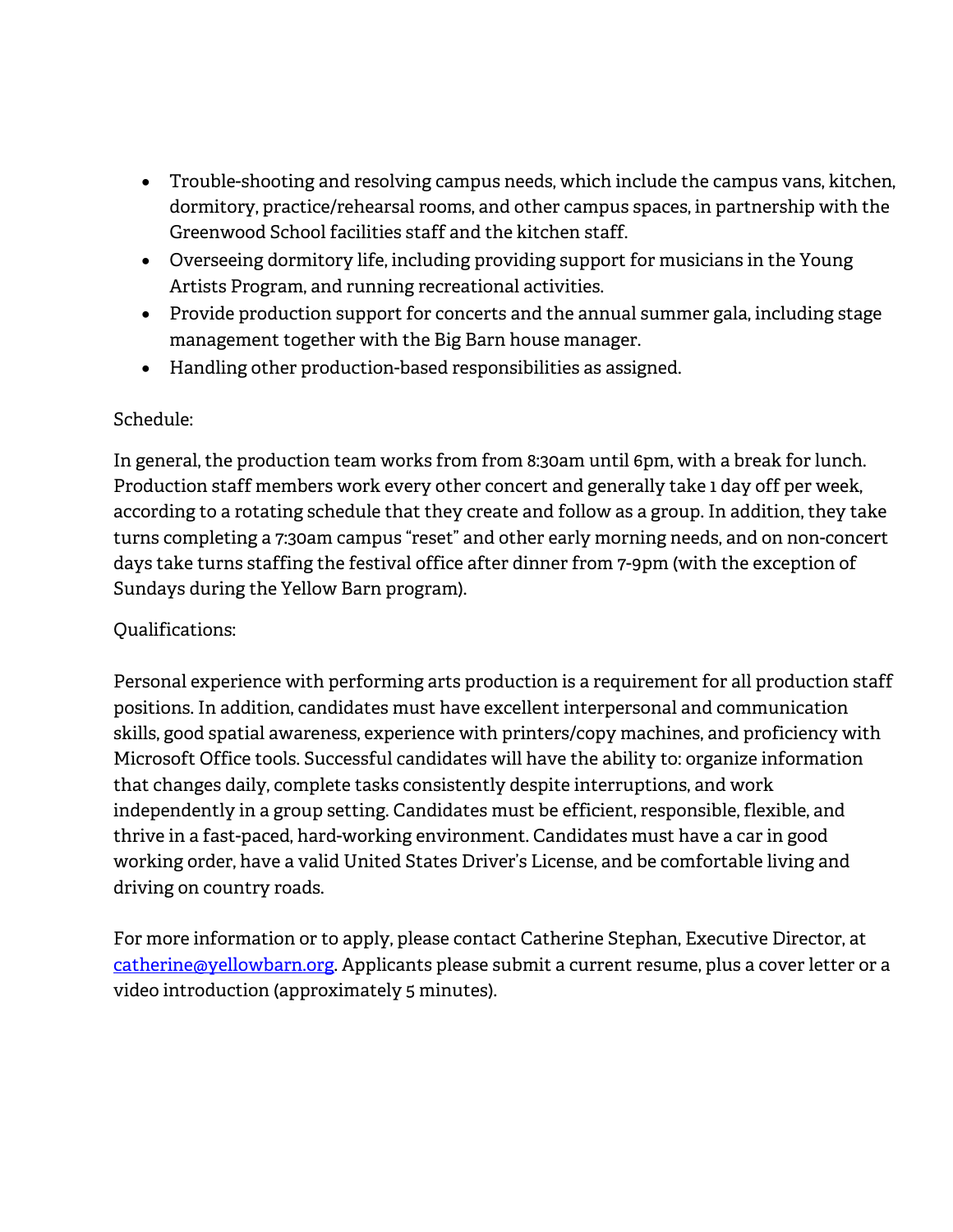- Trouble-shooting and resolving campus needs, which include the campus vans, kitchen, dormitory, practice/rehearsal rooms, and other campus spaces, in partnership with the Greenwood School facilities staff and the kitchen staff.
- Overseeing dormitory life, including providing support for musicians in the Young Artists Program, and running recreational activities.
- Provide production support for concerts and the annual summer gala, including stage management together with the Big Barn house manager.
- Handling other production-based responsibilities as assigned.

Schedule:

In general, the production team works from from 8:30am until 6pm, with a break for lunch. Production staff members work every other concert and generally take 1 day off per week, according to a rotating schedule that they create and follow as a group. In addition, they take turns completing a 7:30am campus "reset" and other early morning needs, and on non-concert days take turns staffing the festival office after dinner from 7-9pm (with the exception of Sundays during the Yellow Barn program).

Qualifications:

Personal experience with performing arts production is a requirement for all production staff positions. In addition, candidates must have excellent interpersonal and communication skills, good spatial awareness, experience with printers/copy machines, and proficiency with Microsoft Office tools. Successful candidates will have the ability to: organize information that changes daily, complete tasks consistently despite interruptions, and work independently in a group setting. Candidates must be efficient, responsible, flexible, and thrive in a fast-paced, hard-working environment. Candidates must have a car in good working order, have a valid United States Driver's License, and be comfortable living and driving on country roads.

For more information or to apply, please contact Catherine Stephan, Executive Director, at [catherine@yellowbarn.org](mailto:catherine@yellowbarn.org). Applicants please submit a current resume, plus a cover letter or a video introduction (approximately 5 minutes).